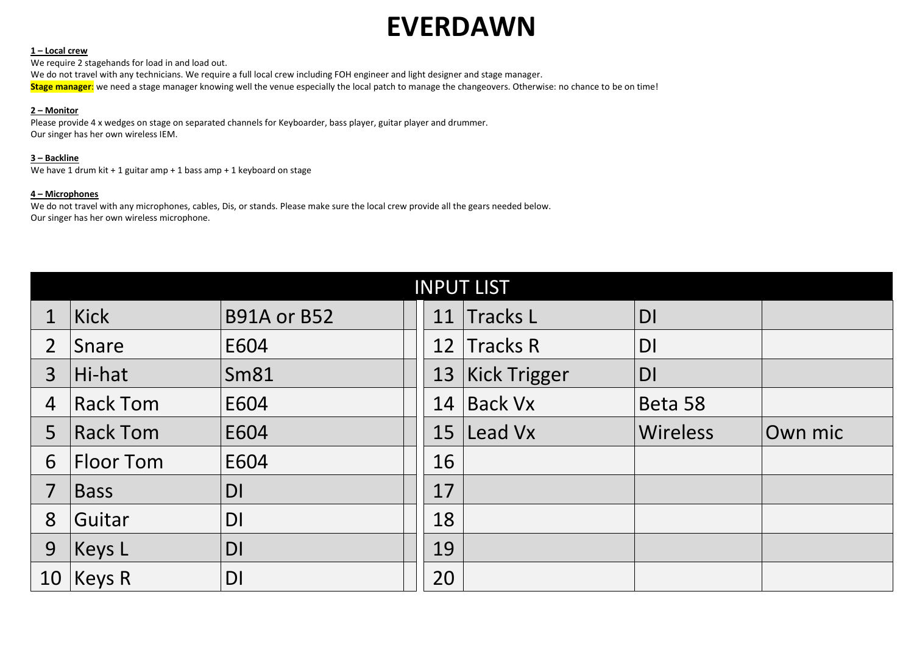# EVERDAWN

**1 – Local crew**

We require 2 stagehands for load in and load out.
We do not travel with any technicians. We require a full local crew including FOH engineer and light designer and stage manager.
**Stage manager**: we need a stage manager knowing well the venue especially the local patch to manage the changeovers. Otherwise: no chance to be on time!

**2 – Monitor**

Please provide 4 x wedges on stage on separated channels for Keyboarder, bass player, guitar player and drummer.
Our singer has her own wireless IEM.

**3 – Backline**

We have 1 drum kit + 1 guitar amp + 1 bass amp + 1 keyboard on stage

**4 – Microphones**

We do not travel with any microphones, cables, Dis, or stands. Please make sure the local crew provide all the gears needed below.
Our singer has her own wireless microphone.

| INPUT LIST | | | | | | | |
|---|---|---|---|---|---|---|---|
| 1 | Kick | B91A or B52 | | 11 | Tracks L | DI | |
| 2 | Snare | E604 | | 12 | Tracks R | DI | |
| 3 | Hi-hat | Sm81 | | 13 | Kick Trigger | DI | |
| 4 | Rack Tom | E604 | | 14 | Back Vx | Beta 58 | |
| 5 | Rack Tom | E604 | | 15 | Lead Vx | Wireless | Own mic |
| 6 | Floor Tom | E604 | | 16 | | | |
| 7 | Bass | DI | | 17 | | | |
| 8 | Guitar | DI | | 18 | | | |
| 9 | Keys L | DI | | 19 | | | |
| 10 | Keys R | DI | | 20 | | | |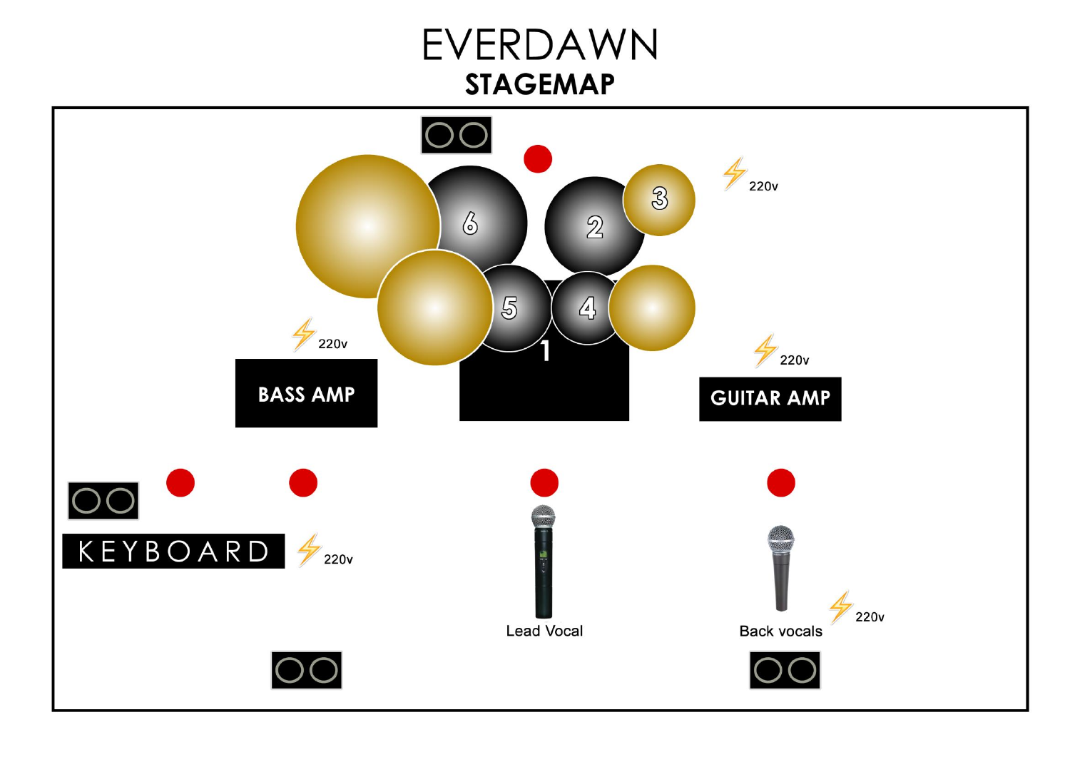# EVERDAWN

## STAGEMAP

6

2

3

5

4

1

220v

220v

220v

BASS AMP

GUITAR AMP

KEYBOARD

220v

Lead Vocal

Back vocals

220v